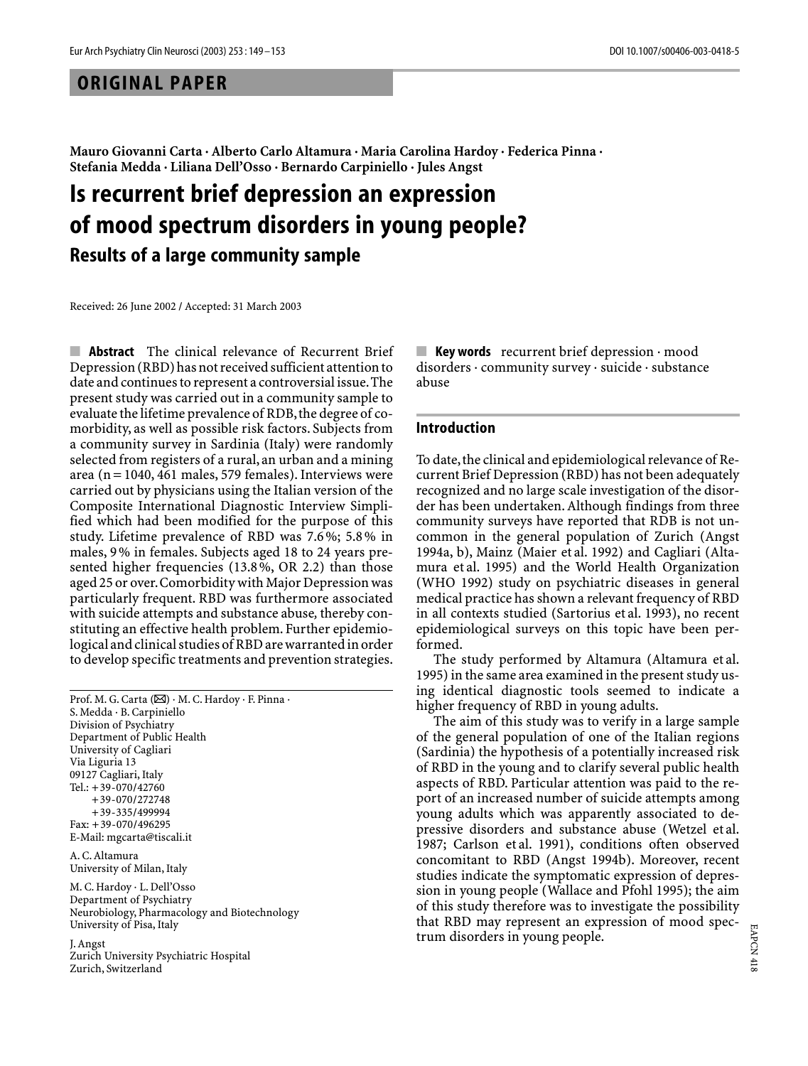ORIGINAL PAPER

**Mauro Giovanni Carta · Alberto Carlo Altamura · Maria Carolina Hardoy · Federica Pinna · Stefania Medda · Liliana Dell'Osso · Bernardo Carpiniello · Jules Angst**

# Is recurrent brief depression an expression of mood spectrum disorders in young people?

## Results of a large community sample

Received: 26 June 2002 / Accepted: 31 March 2003

**Abstract** The clinical relevance of Recurrent Brief Depression (RBD) has not received sufficient attention to date and continues to represent a controversial issue. The present study was carried out in a community sample to evaluate the lifetime prevalence of RDB, the degree of comorbidity, as well as possible risk factors. Subjects from a community survey in Sardinia (Italy) were randomly selected from registers of a rural, an urban and a mining area (n = 1040, 461 males, 579 females). Interviews were carried out by physicians using the Italian version of the Composite International Diagnostic Interview Simplified which had been modified for the purpose of this study. Lifetime prevalence of RBD was 7.6%; 5.8% in males, 9% in females. Subjects aged 18 to 24 years presented higher frequencies (13.8%, OR 2.2) than those aged 25 or over. Comorbidity with Major Depression was particularly frequent. RBD was furthermore associated with suicide attempts and substance abuse, thereby constituting an effective health problem. Further epidemiological and clinical studies of RBD are warranted in order to develop specific treatments and prevention strategies.

**Key words** recurrent brief depression · mood disorders · community survey · suicide · substance abuse

Prof. M. G. Carta (✉) · M. C. Hardoy · F. Pinna · S. Medda · B. Carpiniello
Division of Psychiatry
Department of Public Health
University of Cagliari
Via Liguria 13
09127 Cagliari, Italy
Tel.: +39-070/42760
+39-070/272748
+39-335/499994
Fax: +39-070/496295
E-Mail: mgcarta@tiscali.it

A. C. Altamura
University of Milan, Italy

M. C. Hardoy · L. Dell'Osso
Department of Psychiatry
Neurobiology, Pharmacology and Biotechnology
University of Pisa, Italy

J. Angst
Zurich University Psychiatric Hospital
Zurich, Switzerland

## Introduction

To date, the clinical and epidemiological relevance of Recurrent Brief Depression (RBD) has not been adequately recognized and no large scale investigation of the disorder has been undertaken. Although findings from three community surveys have reported that RDB is not uncommon in the general population of Zurich (Angst 1994a, b), Mainz (Maier et al. 1992) and Cagliari (Altamura et al. 1995) and the World Health Organization (WHO 1992) study on psychiatric diseases in general medical practice has shown a relevant frequency of RBD in all contexts studied (Sartorius et al. 1993), no recent epidemiological surveys on this topic have been performed.

The study performed by Altamura (Altamura et al. 1995) in the same area examined in the present study using identical diagnostic tools seemed to indicate a higher frequency of RBD in young adults.

The aim of this study was to verify in a large sample of the general population of one of the Italian regions (Sardinia) the hypothesis of a potentially increased risk of RBD in the young and to clarify several public health aspects of RBD. Particular attention was paid to the report of an increased number of suicide attempts among young adults which was apparently associated to depressive disorders and substance abuse (Wetzel et al. 1987; Carlson et al. 1991), conditions often observed concomitant to RBD (Angst 1994b). Moreover, recent studies indicate the symptomatic expression of depression in young people (Wallace and Pfohl 1995); the aim of this study therefore was to investigate the possibility that RBD may represent an expression of mood spectrum disorders in young people.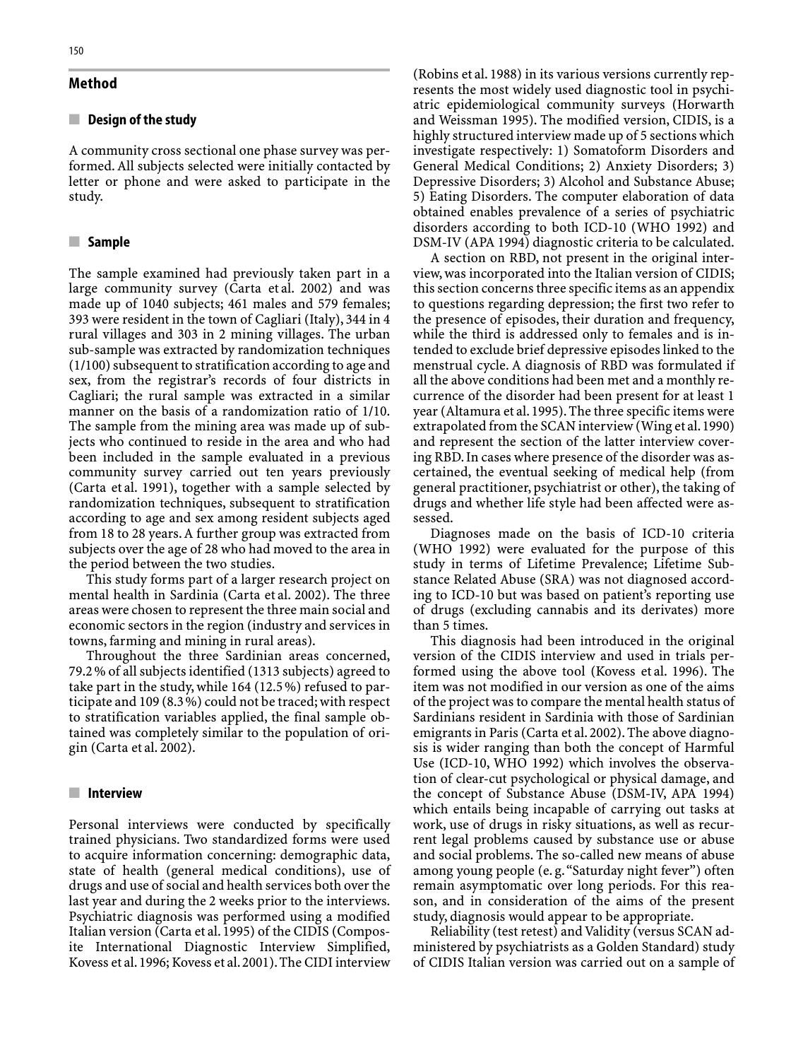## Method

### Design of the study

A community cross sectional one phase survey was performed. All subjects selected were initially contacted by letter or phone and were asked to participate in the study.

### Sample

The sample examined had previously taken part in a large community survey (Carta et al. 2002) and was made up of 1040 subjects; 461 males and 579 females; 393 were resident in the town of Cagliari (Italy), 344 in 4 rural villages and 303 in 2 mining villages. The urban sub-sample was extracted by randomization techniques (1/100) subsequent to stratification according to age and sex, from the registrar's records of four districts in Cagliari; the rural sample was extracted in a similar manner on the basis of a randomization ratio of 1/10. The sample from the mining area was made up of subjects who continued to reside in the area and who had been included in the sample evaluated in a previous community survey carried out ten years previously (Carta et al. 1991), together with a sample selected by randomization techniques, subsequent to stratification according to age and sex among resident subjects aged from 18 to 28 years. A further group was extracted from subjects over the age of 28 who had moved to the area in the period between the two studies.

This study forms part of a larger research project on mental health in Sardinia (Carta et al. 2002). The three areas were chosen to represent the three main social and economic sectors in the region (industry and services in towns, farming and mining in rural areas).

Throughout the three Sardinian areas concerned, 79.2% of all subjects identified (1313 subjects) agreed to take part in the study, while 164 (12.5%) refused to participate and 109 (8.3%) could not be traced; with respect to stratification variables applied, the final sample obtained was completely similar to the population of origin (Carta et al. 2002).

### Interview

Personal interviews were conducted by specifically trained physicians. Two standardized forms were used to acquire information concerning: demographic data, state of health (general medical conditions), use of drugs and use of social and health services both over the last year and during the 2 weeks prior to the interviews. Psychiatric diagnosis was performed using a modified Italian version (Carta et al. 1995) of the CIDIS (Composite International Diagnostic Interview Simplified, Kovess et al. 1996; Kovess et al. 2001). The CIDI interview (Robins et al. 1988) in its various versions currently represents the most widely used diagnostic tool in psychiatric epidemiological community surveys (Horwarth and Weissman 1995). The modified version, CIDIS, is a highly structured interview made up of 5 sections which investigate respectively: 1) Somatoform Disorders and General Medical Conditions; 2) Anxiety Disorders; 3) Depressive Disorders; 3) Alcohol and Substance Abuse; 5) Eating Disorders. The computer elaboration of data obtained enables prevalence of a series of psychiatric disorders according to both ICD-10 (WHO 1992) and DSM-IV (APA 1994) diagnostic criteria to be calculated.

A section on RBD, not present in the original interview, was incorporated into the Italian version of CIDIS; this section concerns three specific items as an appendix to questions regarding depression; the first two refer to the presence of episodes, their duration and frequency, while the third is addressed only to females and is intended to exclude brief depressive episodes linked to the menstrual cycle. A diagnosis of RBD was formulated if all the above conditions had been met and a monthly recurrence of the disorder had been present for at least 1 year (Altamura et al. 1995). The three specific items were extrapolated from the SCAN interview (Wing et al. 1990) and represent the section of the latter interview covering RBD. In cases where presence of the disorder was ascertained, the eventual seeking of medical help (from general practitioner, psychiatrist or other), the taking of drugs and whether life style had been affected were assessed.

Diagnoses made on the basis of ICD-10 criteria (WHO 1992) were evaluated for the purpose of this study in terms of Lifetime Prevalence; Lifetime Substance Related Abuse (SRA) was not diagnosed according to ICD-10 but was based on patient's reporting use of drugs (excluding cannabis and its derivates) more than 5 times.

This diagnosis had been introduced in the original version of the CIDIS interview and used in trials performed using the above tool (Kovess et al. 1996). The item was not modified in our version as one of the aims of the project was to compare the mental health status of Sardinians resident in Sardinia with those of Sardinian emigrants in Paris (Carta et al. 2002). The above diagnosis is wider ranging than both the concept of Harmful Use (ICD-10, WHO 1992) which involves the observation of clear-cut psychological or physical damage, and the concept of Substance Abuse (DSM-IV, APA 1994) which entails being incapable of carrying out tasks at work, use of drugs in risky situations, as well as recurrent legal problems caused by substance use or abuse and social problems. The so-called new means of abuse among young people (e.g. "Saturday night fever") often remain asymptomatic over long periods. For this reason, and in consideration of the aims of the present study, diagnosis would appear to be appropriate.

Reliability (test retest) and Validity (versus SCAN administered by psychiatrists as a Golden Standard) study of CIDIS Italian version was carried out on a sample of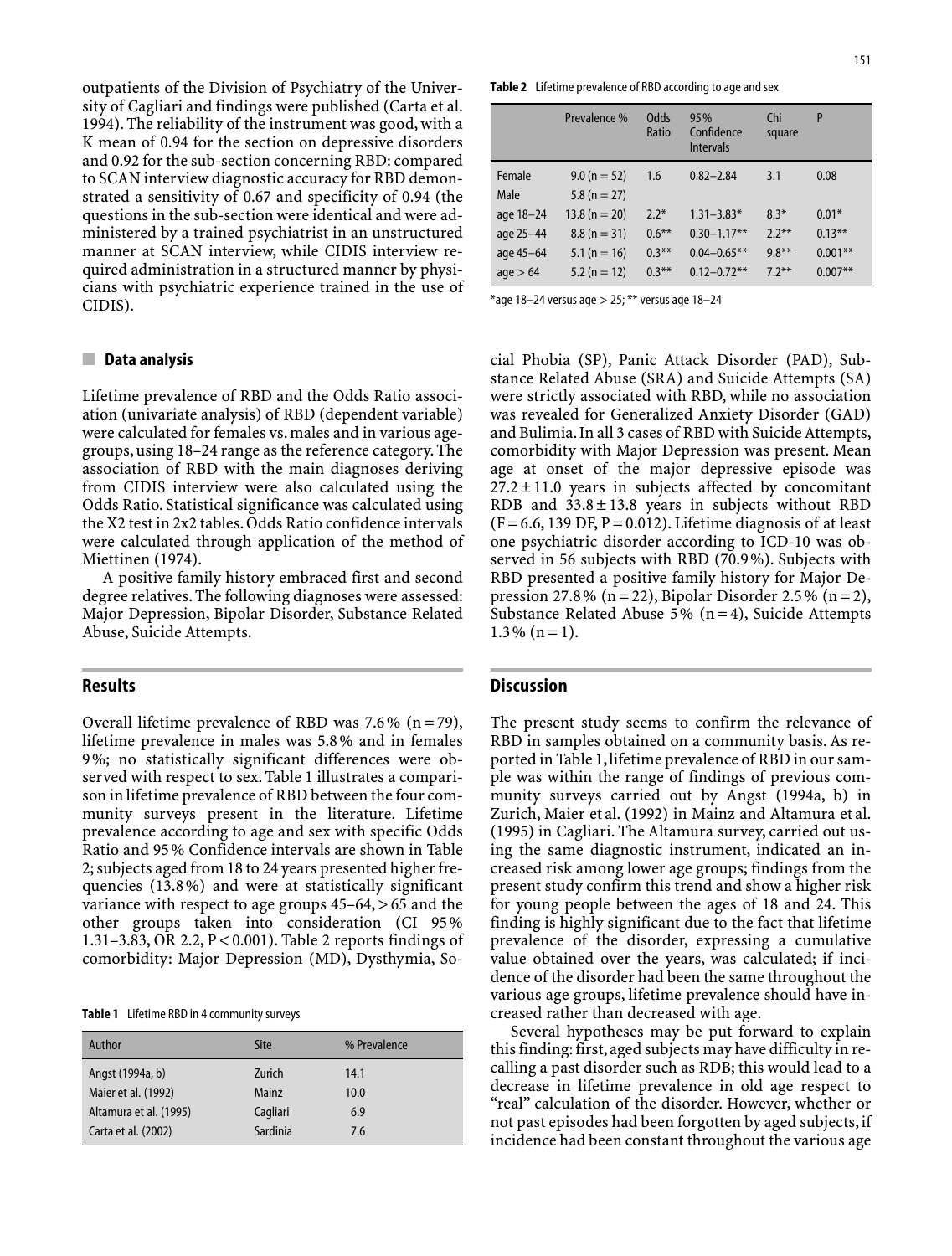outpatients of the Division of Psychiatry of the University of Cagliari and findings were published (Carta et al. 1994). The reliability of the instrument was good, with a K mean of 0.94 for the section on depressive disorders and 0.92 for the sub-section concerning RBD: compared to SCAN interview diagnostic accuracy for RBD demonstrated a sensitivity of 0.67 and specificity of 0.94 (the questions in the sub-section were identical and were administered by a trained psychiatrist in an unstructured manner at SCAN interview, while CIDIS interview required administration in a structured manner by physicians with psychiatric experience trained in the use of CIDIS).

### Data analysis

Lifetime prevalence of RBD and the Odds Ratio association (univariate analysis) of RBD (dependent variable) were calculated for females vs. males and in various age-groups, using 18–24 range as the reference category. The association of RBD with the main diagnoses deriving from CIDIS interview were also calculated using the Odds Ratio. Statistical significance was calculated using the X2 test in 2x2 tables. Odds Ratio confidence intervals were calculated through application of the method of Miettinen (1974).

A positive family history embraced first and second degree relatives. The following diagnoses were assessed: Major Depression, Bipolar Disorder, Substance Related Abuse, Suicide Attempts.

## Results

Overall lifetime prevalence of RBD was 7.6% (n = 79), lifetime prevalence in males was 5.8% and in females 9%; no statistically significant differences were observed with respect to sex. Table 1 illustrates a comparison in lifetime prevalence of RBD between the four community surveys present in the literature. Lifetime prevalence according to age and sex with specific Odds Ratio and 95% Confidence intervals are shown in Table 2; subjects aged from 18 to 24 years presented higher frequencies (13.8%) and were at statistically significant variance with respect to age groups 45–64, > 65 and the other groups taken into consideration (CI 95% 1.31–3.83, OR 2.2, $P < 0.001$). Table 2 reports findings of comorbidity: Major Depression (MD), Dysthymia, Social Phobia (SP), Panic Attack Disorder (PAD), Substance Related Abuse (SRA) and Suicide Attempts (SA) were strictly associated with RBD, while no association was revealed for Generalized Anxiety Disorder (GAD) and Bulimia. In all 3 cases of RBD with Suicide Attempts, comorbidity with Major Depression was present. Mean age at onset of the major depressive episode was 27.2 ± 11.0 years in subjects affected by concomitant RDB and 33.8 ± 13.8 years in subjects without RBD ($F = 6.6$, 139 DF, $P = 0.012$). Lifetime diagnosis of at least one psychiatric disorder according to ICD-10 was observed in 56 subjects with RBD (70.9%). Subjects with RBD presented a positive family history for Major Depression 27.8% (n = 22), Bipolar Disorder 2.5% (n = 2), Substance Related Abuse 5% (n = 4), Suicide Attempts 1.3% (n = 1).

**Table 1** Lifetime RBD in 4 community surveys

| Author | Site | % Prevalence |
|---|---|---|
| Angst (1994a, b) | Zurich | 14.1 |
| Maier et al. (1992) | Mainz | 10.0 |
| Altamura et al. (1995) | Cagliari | 6.9 |
| Carta et al. (2002) | Sardinia | 7.6 |

**Table 2** Lifetime prevalence of RBD according to age and sex

| | Prevalence % | Odds Ratio | 95% Confidence Intervals | Chi square | P |
|---|---|---|---|---|---|
| Female | 9.0 (n = 52) | 1.6 | 0.82–2.84 | 3.1 | 0.08 |
| Male | 5.8 (n = 27) | | | | |
| age 18–24 | 13.8 (n = 20) | 2.2* | 1.31–3.83* | 8.3* | 0.01* |
| age 25–44 | 8.8 (n = 31) | 0.6** | 0.30–1.17** | 2.2** | 0.13** |
| age 45–64 | 5.1 (n = 16) | 0.3** | 0.04–0.65** | 9.8** | 0.001** |
| age > 64 | 5.2 (n = 12) | 0.3** | 0.12–0.72** | 7.2** | 0.007** |

*age 18–24 versus age > 25; ** versus age 18–24

## Discussion

The present study seems to confirm the relevance of RBD in samples obtained on a community basis. As reported in Table 1, lifetime prevalence of RBD in our sample was within the range of findings of previous community surveys carried out by Angst (1994a, b) in Zurich, Maier et al. (1992) in Mainz and Altamura et al. (1995) in Cagliari. The Altamura survey, carried out using the same diagnostic instrument, indicated an increased risk among lower age groups; findings from the present study confirm this trend and show a higher risk for young people between the ages of 18 and 24. This finding is highly significant due to the fact that lifetime prevalence of the disorder, expressing a cumulative value obtained over the years, was calculated; if incidence of the disorder had been the same throughout the various age groups, lifetime prevalence should have increased rather than decreased with age.

Several hypotheses may be put forward to explain this finding: first, aged subjects may have difficulty in recalling a past disorder such as RDB; this would lead to a decrease in lifetime prevalence in old age respect to "real" calculation of the disorder. However, whether or not past episodes had been forgotten by aged subjects, if incidence had been constant throughout the various age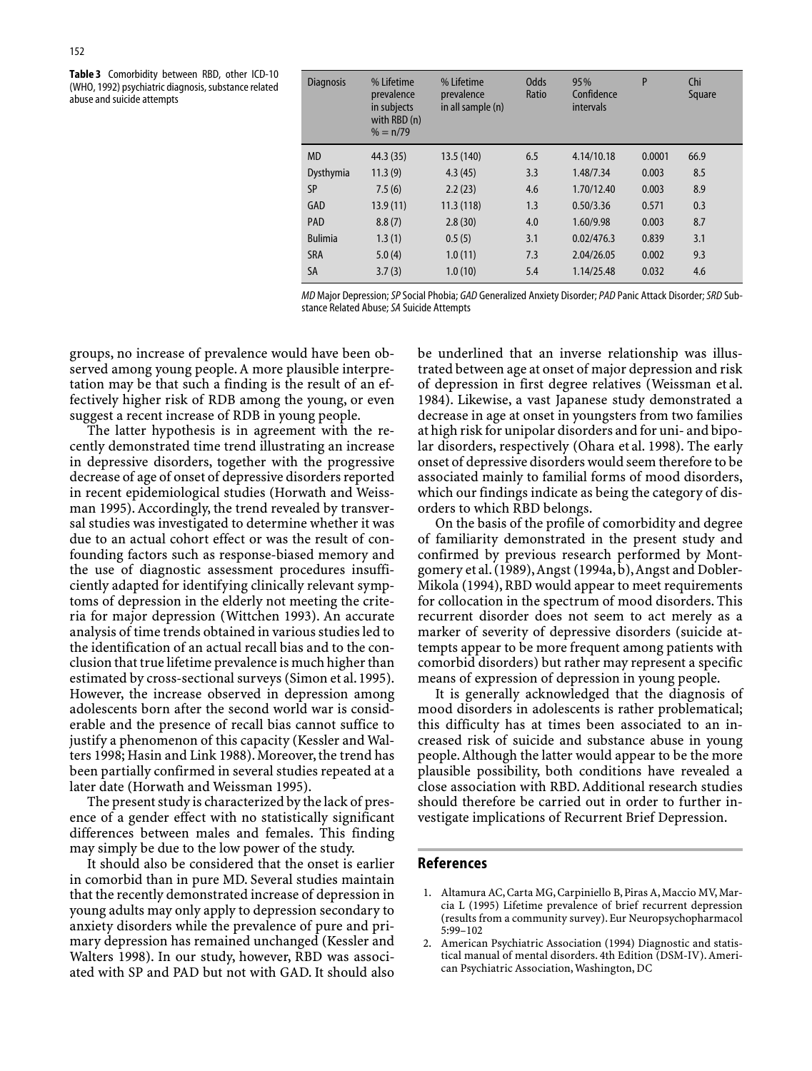**Table 3** Comorbidity between RBD, other ICD-10 (WHO, 1992) psychiatric diagnosis, substance related abuse and suicide attempts

| Diagnosis | % Lifetime prevalence in subjects with RBD (n) % = n/79 | % Lifetime prevalence in all sample (n) | Odds Ratio | 95% Confidence intervals | P | Chi Square |
|---|---|---|---|---|---|---|
| MD | 44.3 (35) | 13.5 (140) | 6.5 | 4.14/10.18 | 0.0001 | 66.9 |
| Dysthymia | 11.3 (9) | 4.3 (45) | 3.3 | 1.48/7.34 | 0.003 | 8.5 |
| SP | 7.5 (6) | 2.2 (23) | 4.6 | 1.70/12.40 | 0.003 | 8.9 |
| GAD | 13.9 (11) | 11.3 (118) | 1.3 | 0.50/3.36 | 0.571 | 0.3 |
| PAD | 8.8 (7) | 2.8 (30) | 4.0 | 1.60/9.98 | 0.003 | 8.7 |
| Bulimia | 1.3 (1) | 0.5 (5) | 3.1 | 0.02/476.3 | 0.839 | 3.1 |
| SRA | 5.0 (4) | 1.0 (11) | 7.3 | 2.04/26.05 | 0.002 | 9.3 |
| SA | 3.7 (3) | 1.0 (10) | 5.4 | 1.14/25.48 | 0.032 | 4.6 |

*MD* Major Depression; *SP* Social Phobia; *GAD* Generalized Anxiety Disorder; *PAD* Panic Attack Disorder; *SRD* Substance Related Abuse; *SA* Suicide Attempts

groups, no increase of prevalence would have been observed among young people. A more plausible interpretation may be that such a finding is the result of an effectively higher risk of RDB among the young, or even suggest a recent increase of RDB in young people.

The latter hypothesis is in agreement with the recently demonstrated time trend illustrating an increase in depressive disorders, together with the progressive decrease of age of onset of depressive disorders reported in recent epidemiological studies (Horwath and Weissman 1995). Accordingly, the trend revealed by transversal studies was investigated to determine whether it was due to an actual cohort effect or was the result of confounding factors such as response-biased memory and the use of diagnostic assessment procedures insufficiently adapted for identifying clinically relevant symptoms of depression in the elderly not meeting the criteria for major depression (Wittchen 1993). An accurate analysis of time trends obtained in various studies led to the identification of an actual recall bias and to the conclusion that true lifetime prevalence is much higher than estimated by cross-sectional surveys (Simon et al. 1995). However, the increase observed in depression among adolescents born after the second world war is considerable and the presence of recall bias cannot suffice to justify a phenomenon of this capacity (Kessler and Walters 1998; Hasin and Link 1988). Moreover, the trend has been partially confirmed in several studies repeated at a later date (Horwath and Weissman 1995).

The present study is characterized by the lack of presence of a gender effect with no statistically significant differences between males and females. This finding may simply be due to the low power of the study.

It should also be considered that the onset is earlier in comorbid than in pure MD. Several studies maintain that the recently demonstrated increase of depression in young adults may only apply to depression secondary to anxiety disorders while the prevalence of pure and primary depression has remained unchanged (Kessler and Walters 1998). In our study, however, RBD was associated with SP and PAD but not with GAD. It should also be underlined that an inverse relationship was illustrated between age at onset of major depression and risk of depression in first degree relatives (Weissman et al. 1984). Likewise, a vast Japanese study demonstrated a decrease in age at onset in youngsters from two families at high risk for unipolar disorders and for uni- and bipolar disorders, respectively (Ohara et al. 1998). The early onset of depressive disorders would seem therefore to be associated mainly to familial forms of mood disorders, which our findings indicate as being the category of disorders to which RBD belongs.

On the basis of the profile of comorbidity and degree of familiarity demonstrated in the present study and confirmed by previous research performed by Montgomery et al. (1989), Angst (1994a, b), Angst and Dobler-Mikola (1994), RBD would appear to meet requirements for collocation in the spectrum of mood disorders. This recurrent disorder does not seem to act merely as a marker of severity of depressive disorders (suicide attempts appear to be more frequent among patients with comorbid disorders) but rather may represent a specific means of expression of depression in young people.

It is generally acknowledged that the diagnosis of mood disorders in adolescents is rather problematical; this difficulty has at times been associated to an increased risk of suicide and substance abuse in young people. Although the latter would appear to be the more plausible possibility, both conditions have revealed a close association with RBD. Additional research studies should therefore be carried out in order to further investigate implications of Recurrent Brief Depression.

## References

1. Altamura AC, Carta MG, Carpiniello B, Piras A, Maccio MV, Marcia L (1995) Lifetime prevalence of brief recurrent depression (results from a community survey). Eur Neuropsychopharmacol 5:99–102
2. American Psychiatric Association (1994) Diagnostic and statistical manual of mental disorders. 4th Edition (DSM-IV). American Psychiatric Association, Washington, DC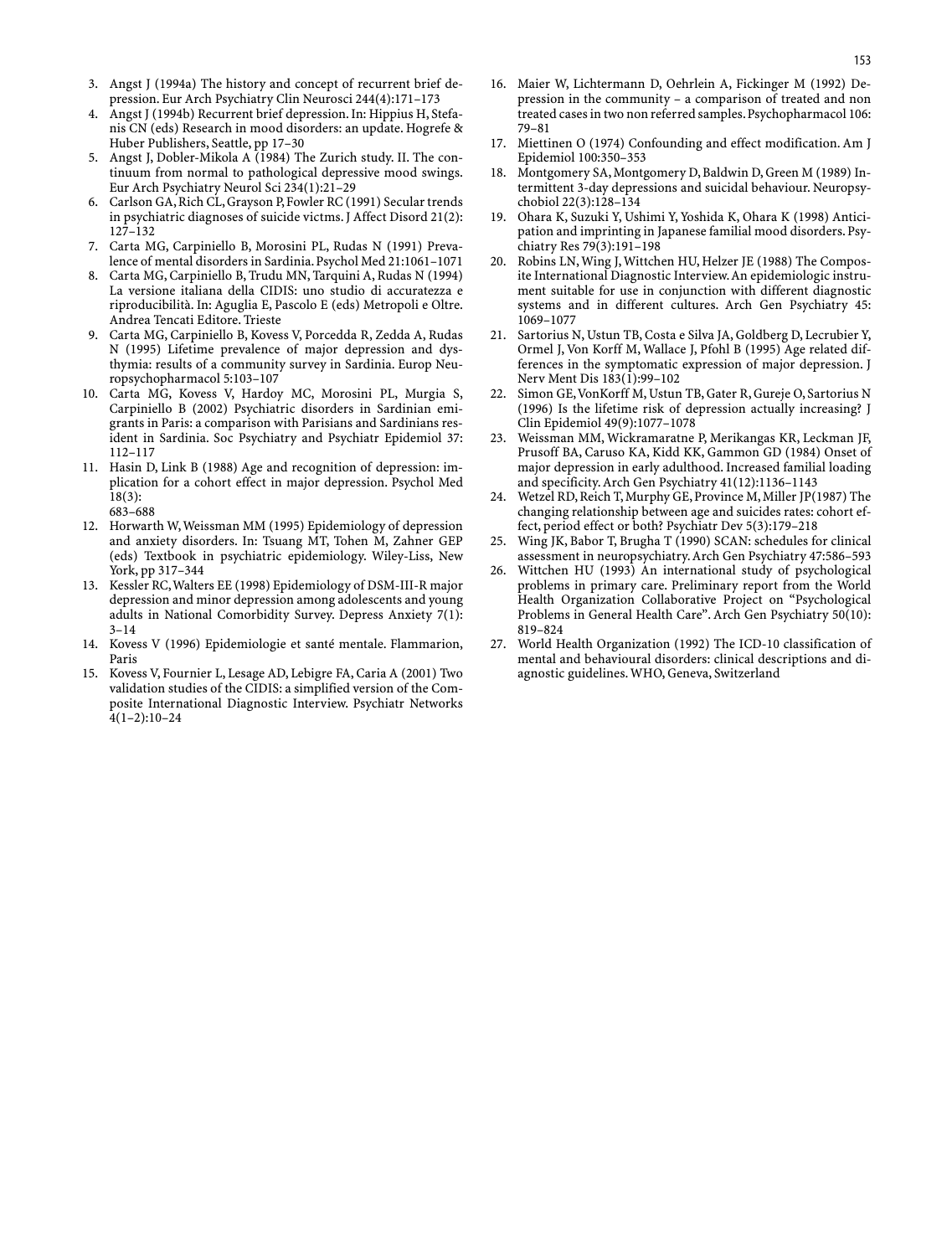3. Angst J (1994a) The history and concept of recurrent brief depression. Eur Arch Psychiatry Clin Neurosci 244(4):171–173
4. Angst J (1994b) Recurrent brief depression. In: Hippius H, Stefanis CN (eds) Research in mood disorders: an update. Hogrefe & Huber Publishers, Seattle, pp 17–30
5. Angst J, Dobler-Mikola A (1984) The Zurich study. II. The continuum from normal to pathological depressive mood swings. Eur Arch Psychiatry Neurol Sci 234(1):21–29
6. Carlson GA, Rich CL, Grayson P, Fowler RC (1991) Secular trends in psychiatric diagnoses of suicide victms. J Affect Disord 21(2): 127–132
7. Carta MG, Carpiniello B, Morosini PL, Rudas N (1991) Prevalence of mental disorders in Sardinia. Psychol Med 21:1061–1071
8. Carta MG, Carpiniello B, Trudu MN, Tarquini A, Rudas N (1994) La versione italiana della CIDIS: uno studio di accuratezza e riproducibilità. In: Aguglia E, Pascolo E (eds) Metropoli e Oltre. Andrea Tencati Editore. Trieste
9. Carta MG, Carpiniello B, Kovess V, Porcedda R, Zedda A, Rudas N (1995) Lifetime prevalence of major depression and dysthymia: results of a community survey in Sardinia. Europ Neuropsychopharmacol 5:103–107
10. Carta MG, Kovess V, Hardoy MC, Morosini PL, Murgia S, Carpiniello B (2002) Psychiatric disorders in Sardinian emigrants in Paris: a comparison with Parisians and Sardinians resident in Sardinia. Soc Psychiatry and Psychiatr Epidemiol 37: 112–117
11. Hasin D, Link B (1988) Age and recognition of depression: implication for a cohort effect in major depression. Psychol Med 18(3): 683–688
12. Horwarth W, Weissman MM (1995) Epidemiology of depression and anxiety disorders. In: Tsuang MT, Tohen M, Zahner GEP (eds) Textbook in psychiatric epidemiology. Wiley-Liss, New York, pp 317–344
13. Kessler RC, Walters EE (1998) Epidemiology of DSM-III-R major depression and minor depression among adolescents and young adults in National Comorbidity Survey. Depress Anxiety 7(1): 3–14
14. Kovess V (1996) Epidemiologie et santé mentale. Flammarion, Paris
15. Kovess V, Fournier L, Lesage AD, Lebigre FA, Caria A (2001) Two validation studies of the CIDIS: a simplified version of the Composite International Diagnostic Interview. Psychiatr Networks 4(1–2):10–24
16. Maier W, Lichtermann D, Oehrlein A, Fickinger M (1992) Depression in the community – a comparison of treated and non treated cases in two non referred samples. Psychopharmacol 106: 79–81
17. Miettinen O (1974) Confounding and effect modification. Am J Epidemiol 100:350–353
18. Montgomery SA, Montgomery D, Baldwin D, Green M (1989) Intermittent 3-day depressions and suicidal behaviour. Neuropsychobiol 22(3):128–134
19. Ohara K, Suzuki Y, Ushimi Y, Yoshida K, Ohara K (1998) Anticipation and imprinting in Japanese familial mood disorders. Psychiatry Res 79(3):191–198
20. Robins LN, Wing J, Wittchen HU, Helzer JE (1988) The Composite International Diagnostic Interview. An epidemiologic instrument suitable for use in conjunction with different diagnostic systems and in different cultures. Arch Gen Psychiatry 45: 1069–1077
21. Sartorius N, Ustun TB, Costa e Silva JA, Goldberg D, Lecrubier Y, Ormel J, Von Korff M, Wallace J, Pfohl B (1995) Age related differences in the symptomatic expression of major depression. J Nerv Ment Dis 183(1):99–102
22. Simon GE, VonKorff M, Ustun TB, Gater R, Gureje O, Sartorius N (1996) Is the lifetime risk of depression actually increasing? J Clin Epidemiol 49(9):1077–1078
23. Weissman MM, Wickramaratne P, Merikangas KR, Leckman JF, Prusoff BA, Caruso KA, Kidd KK, Gammon GD (1984) Onset of major depression in early adulthood. Increased familial loading and specificity. Arch Gen Psychiatry 41(12):1136–1143
24. Wetzel RD, Reich T, Murphy GE, Province M, Miller JP(1987) The changing relationship between age and suicides rates: cohort effect, period effect or both? Psychiatr Dev 5(3):179–218
25. Wing JK, Babor T, Brugha T (1990) SCAN: schedules for clinical assessment in neuropsychiatry. Arch Gen Psychiatry 47:586–593
26. Wittchen HU (1993) An international study of psychological problems in primary care. Preliminary report from the World Health Organization Collaborative Project on "Psychological Problems in General Health Care". Arch Gen Psychiatry 50(10): 819–824
27. World Health Organization (1992) The ICD-10 classification of mental and behavioural disorders: clinical descriptions and diagnostic guidelines. WHO, Geneva, Switzerland